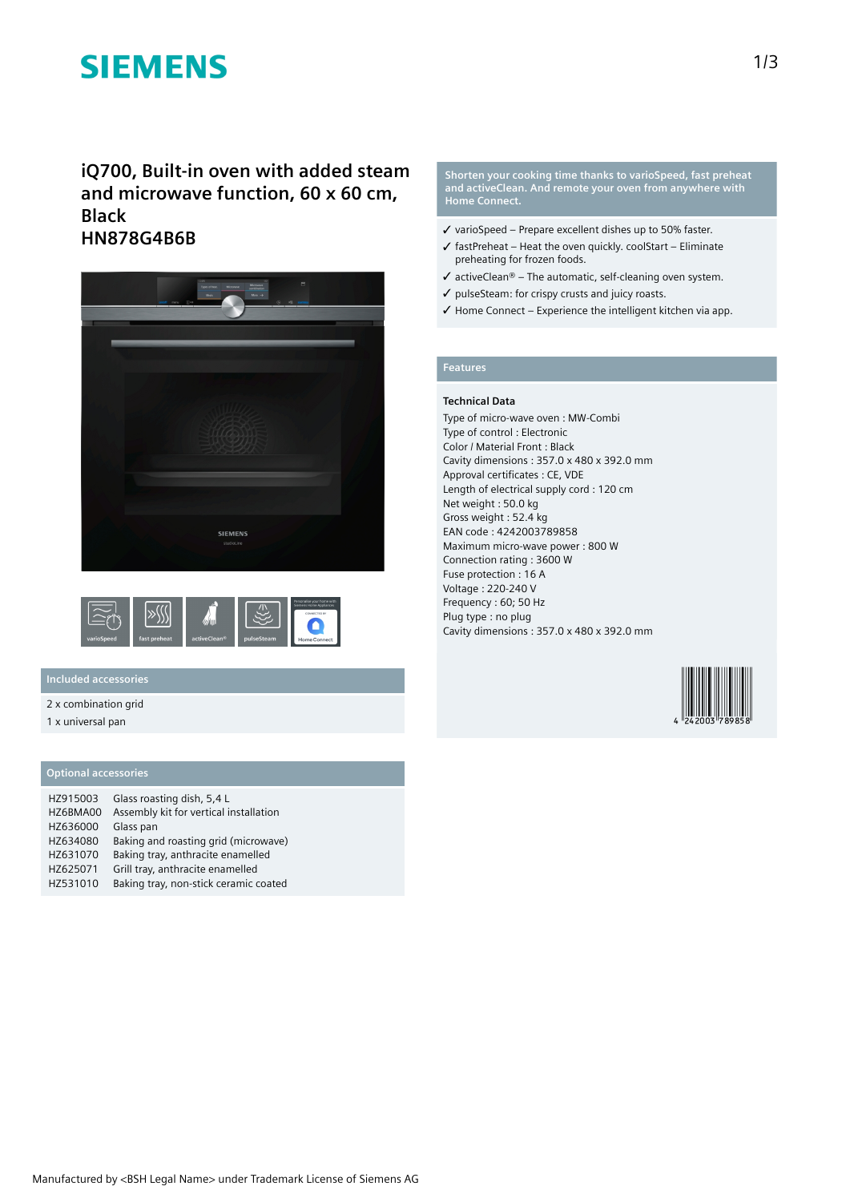# iQ700, Built-in oven with added steam and microwave function, 60 x 60 cm, Black

# HN878G4B6B

**Shorten your cooking time thanks to varioSpeed, fast preheat and activeClean. And remote your oven from anywhere with Home Connect.**

- ✓ varioSpeed – Prepare excellent dishes up to 50% faster.
- ✓ fastPreheat – Heat the oven quickly. coolStart – Eliminate preheating for frozen foods.
- ✓ activeClean® – The automatic, self-cleaning oven system.
- ✓ pulseSteam: for crispy crusts and juicy roasts.
- ✓ Home Connect – Experience the intelligent kitchen via app.

## Included accessories

2 x combination grid

1 x universal pan

## Optional accessories

| | |
|---|---|
| HZ915003 | Glass roasting dish, 5,4 L |
| HZ6BMA00 | Assembly kit for vertical installation |
| HZ636000 | Glass pan |
| HZ634080 | Baking and roasting grid (microwave) |
| HZ631070 | Baking tray, anthracite enamelled |
| HZ625071 | Grill tray, anthracite enamelled |
| HZ531010 | Baking tray, non-stick ceramic coated |

## Features

### Technical Data

Type of micro-wave oven : MW-Combi
Type of control : Electronic
Color / Material Front : Black
Cavity dimensions : 357.0 x 480 x 392.0 mm
Approval certificates : CE, VDE
Length of electrical supply cord : 120 cm
Net weight : 50.0 kg
Gross weight : 52.4 kg
EAN code : 4242003789858
Maximum micro-wave power : 800 W
Connection rating : 3600 W
Fuse protection : 16 A
Voltage : 220-240 V
Frequency : 60; 50 Hz
Plug type : no plug
Cavity dimensions : 357.0 x 480 x 392.0 mm

4 242003 789858

Manufactured by <BSH Legal Name> under Trademark License of Siemens AG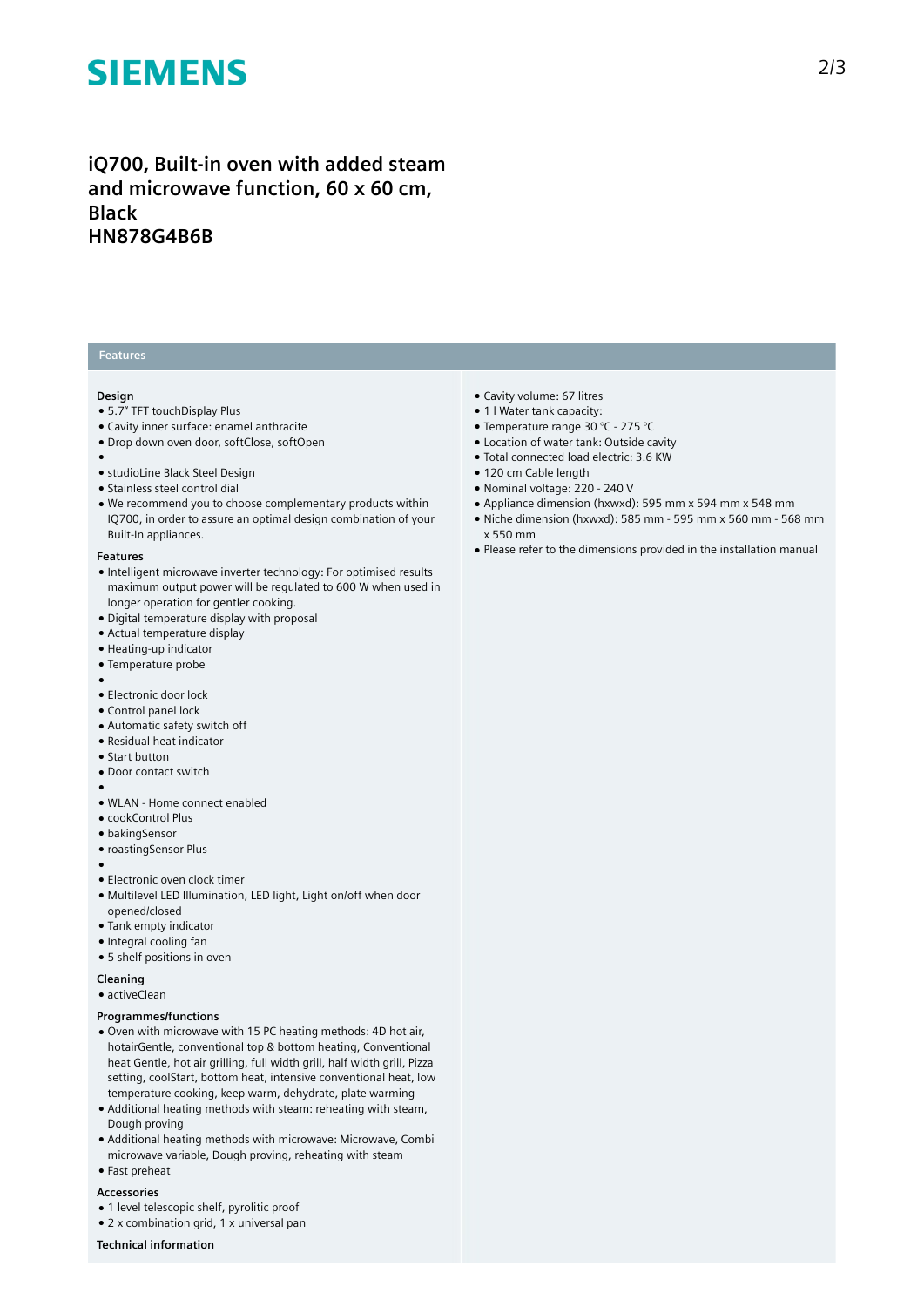# iQ700, Built-in oven with added steam and microwave function, 60 x 60 cm, Black
# HN878G4B6B

## Features

### Design

- 5.7" TFT touchDisplay Plus
- Cavity inner surface: enamel anthracite
- Drop down oven door, softClose, softOpen
- 
- studioLine Black Steel Design
- Stainless steel control dial
- We recommend you to choose complementary products within IQ700, in order to assure an optimal design combination of your Built-In appliances.

### Features

- Intelligent microwave inverter technology: For optimised results maximum output power will be regulated to 600 W when used in longer operation for gentler cooking.
- Digital temperature display with proposal
- Actual temperature display
- Heating-up indicator
- Temperature probe
- 
- Electronic door lock
- Control panel lock
- Automatic safety switch off
- Residual heat indicator
- Start button
- Door contact switch
- 
- WLAN - Home connect enabled
- cookControl Plus
- bakingSensor
- roastingSensor Plus
- 
- Electronic oven clock timer
- Multilevel LED Illumination, LED light, Light on/off when door opened/closed
- Tank empty indicator
- Integral cooling fan
- 5 shelf positions in oven

### Cleaning

- activeClean

### Programmes/functions

- Oven with microwave with 15 PC heating methods: 4D hot air, hotairGentle, conventional top & bottom heating, Conventional heat Gentle, hot air grilling, full width grill, half width grill, Pizza setting, coolStart, bottom heat, intensive conventional heat, low temperature cooking, keep warm, dehydrate, plate warming
- Additional heating methods with steam: reheating with steam, Dough proving
- Additional heating methods with microwave: Microwave, Combi microwave variable, Dough proving, reheating with steam
- Fast preheat

### Accessories

- 1 level telescopic shelf, pyrolitic proof
- 2 x combination grid, 1 x universal pan

### Technical information

- Cavity volume: 67 litres
- 1 l Water tank capacity:
- Temperature range 30 °C - 275 °C
- Location of water tank: Outside cavity
- Total connected load electric: 3.6 KW
- 120 cm Cable length
- Nominal voltage: 220 - 240 V
- Appliance dimension (hxwxd): 595 mm x 594 mm x 548 mm
- Niche dimension (hxwxd): 585 mm - 595 mm x 560 mm - 568 mm x 550 mm
- Please refer to the dimensions provided in the installation manual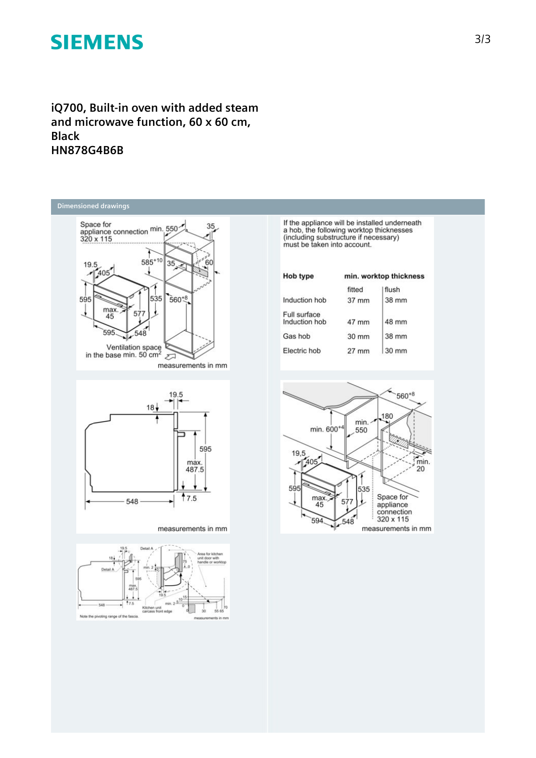# iQ700, Built-in oven with added steam and microwave function, 60 x 60 cm, Black

## HN878G4B6B

### Dimensioned drawings

Space for appliance connection 320 x 115

min. 550

35

19.5

405

$585^{+10}$

35

60

595

535

$560^{+8}$

max. 45

577

595

548

Ventilation space in the base min. 50 $cm^2$

measurements in mm

If the appliance will be installed underneath a hob, the following worktop thicknesses (including substructure if necessary) must be taken into account.

| Hob type | min. worktop thickness | |
|---|---|---|
| | fitted | flush |
| Induction hob | 37 mm | 38 mm |
| Full surface Induction hob | 47 mm | 48 mm |
| Gas hob | 30 mm | 38 mm |
| Electric hob | 27 mm | 30 mm |

19.5

18

595

max. 487.5

548

7.5

measurements in mm

$560^{+8}$

min. $600^{+4}$

min. 550

180

19,5

405

min. 20

595

535

max. 45

577

Space for appliance connection 320 x 115

594

548

measurements in mm

19.5

Detail A

18

Detail A

Area for kitchen unit door with handle or worktop

min. 2

595

max. 487.5

7.5

19.5

548

Kitchen unit carcass front edge

min. 2

Note the pivoting range of the fascia.

measurements in mm